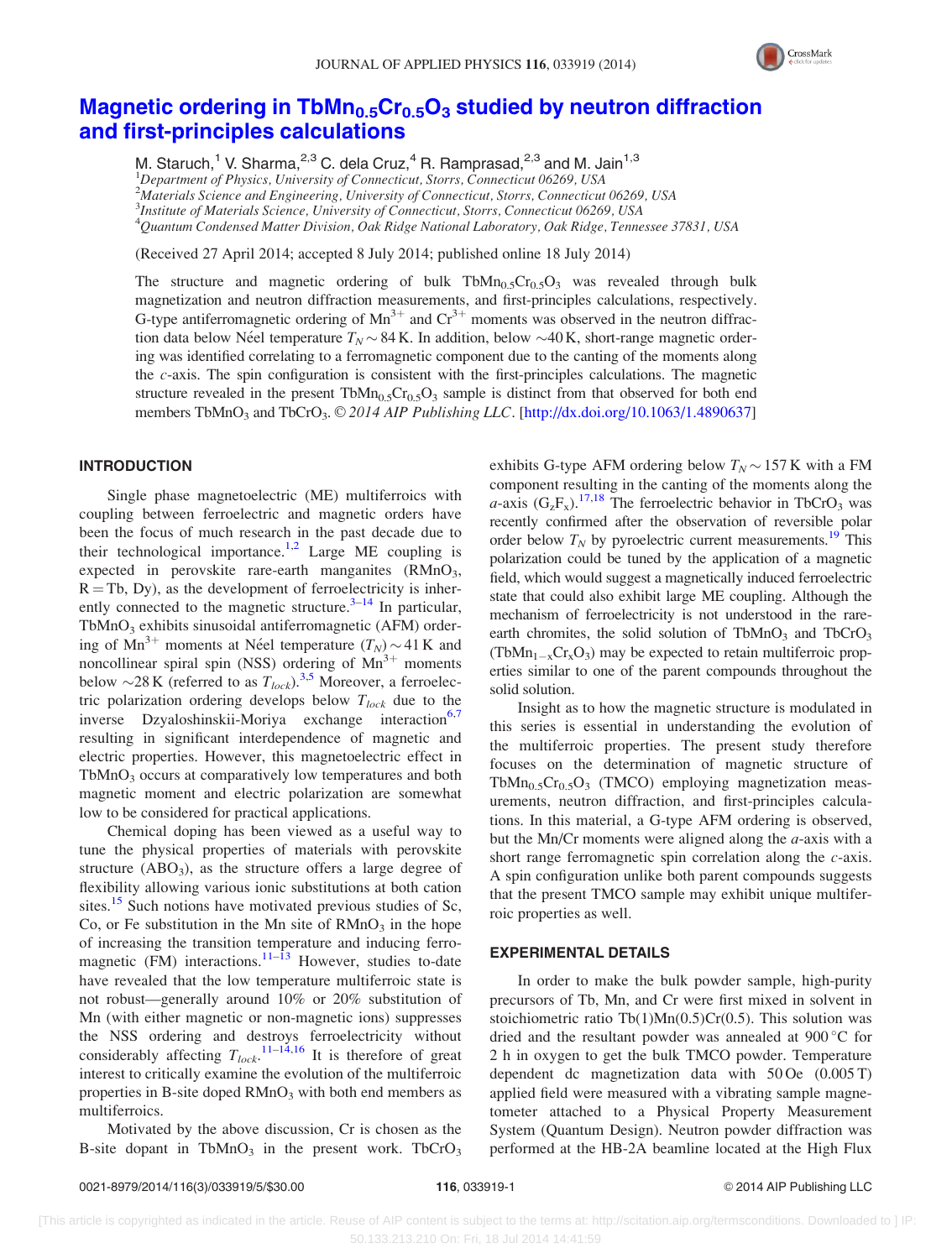# Magnetic ordering in $TbMn_{0.5}Cr_{0.5}O_3$ studied by neutron diffraction and first-principles calculations

M. Staruch,[1] V. Sharma,[2,3] C. dela Cruz,[4] R. Ramprasad,[2,3] and M. Jain[1,3]

[1]*Department of Physics, University of Connecticut, Storrs, Connecticut 06269, USA*
[2]*Materials Science and Engineering, University of Connecticut, Storrs, Connecticut 06269, USA*
[3]*Institute of Materials Science, University of Connecticut, Storrs, Connecticut 06269, USA*
[4]*Quantum Condensed Matter Division, Oak Ridge National Laboratory, Oak Ridge, Tennessee 37831, USA*

(Received 27 April 2014; accepted 8 July 2014; published online 18 July 2014)

The structure and magnetic ordering of bulk $TbMn_{0.5}Cr_{0.5}O_3$ was revealed through bulk magnetization and neutron diffraction measurements, and first-principles calculations, respectively. G-type antiferromagnetic ordering of $Mn^{3+}$ and $Cr^{3+}$ moments was observed in the neutron diffraction data below Néel temperature $T_N \sim 84$ K. In addition, below ∼40 K, short-range magnetic ordering was identified correlating to a ferromagnetic component due to the canting of the moments along the *c*-axis. The spin configuration is consistent with the first-principles calculations. The magnetic structure revealed in the present $TbMn_{0.5}Cr_{0.5}O_3$ sample is distinct from that observed for both end members $TbMnO_3$ and $TbCrO_3$. © *2014 AIP Publishing LLC*. [http://dx.doi.org/10.1063/1.4890637]

## INTRODUCTION

Single phase magnetoelectric (ME) multiferroics with coupling between ferroelectric and magnetic orders have been the focus of much research in the past decade due to their technological importance.[1,2] Large ME coupling is expected in perovskite rare-earth manganites ($RMnO_3$, R = Tb, Dy), as the development of ferroelectricity is inherently connected to the magnetic structure.[3–14] In particular, $TbMnO_3$ exhibits sinusoidal antiferromagnetic (AFM) ordering of $Mn^{3+}$ moments at Néel temperature ($T_N$) ∼ 41 K and noncollinear spiral spin (NSS) ordering of $Mn^{3+}$ moments below ∼28 K (referred to as $T_{lock}$).[3,5] Moreover, a ferroelectric polarization ordering develops below $T_{lock}$ due to the inverse Dzyaloshinskii-Moriya exchange interaction[6,7] resulting in significant interdependence of magnetic and electric properties. However, this magnetoelectric effect in $TbMnO_3$ occurs at comparatively low temperatures and both magnetic moment and electric polarization are somewhat low to be considered for practical applications.

Chemical doping has been viewed as a useful way to tune the physical properties of materials with perovskite structure ($ABO_3$), as the structure offers a large degree of flexibility allowing various ionic substitutions at both cation sites.[15] Such notions have motivated previous studies of Sc, Co, or Fe substitution in the Mn site of $RMnO_3$ in the hope of increasing the transition temperature and inducing ferromagnetic (FM) interactions.[11–13] However, studies to-date have revealed that the low temperature multiferroic state is not robust—generally around 10% or 20% substitution of Mn (with either magnetic or non-magnetic ions) suppresses the NSS ordering and destroys ferroelectricity without considerably affecting $T_{lock}$.[11–14,16] It is therefore of great interest to critically examine the evolution of the multiferroic properties in B-site doped $RMnO_3$ with both end members as multiferroics.

Motivated by the above discussion, Cr is chosen as the B-site dopant in $TbMnO_3$ in the present work. $TbCrO_3$ exhibits G-type AFM ordering below $T_N \sim 157$ K with a FM component resulting in the canting of the moments along the *a*-axis ($G_zF_x$).[17,18] The ferroelectric behavior in $TbCrO_3$ was recently confirmed after the observation of reversible polar order below $T_N$ by pyroelectric current measurements.[19] This polarization could be tuned by the application of a magnetic field, which would suggest a magnetically induced ferroelectric state that could also exhibit large ME coupling. Although the mechanism of ferroelectricity is not understood in the rare-earth chromites, the solid solution of $TbMnO_3$ and $TbCrO_3$ ($TbMn_{1-x}Cr_xO_3$) may be expected to retain multiferroic properties similar to one of the parent compounds throughout the solid solution.

Insight as to how the magnetic structure is modulated in this series is essential in understanding the evolution of the multiferroic properties. The present study therefore focuses on the determination of magnetic structure of $TbMn_{0.5}Cr_{0.5}O_3$ (TMCO) employing magnetization measurements, neutron diffraction, and first-principles calculations. In this material, a G-type AFM ordering is observed, but the Mn/Cr moments were aligned along the *a*-axis with a short range ferromagnetic spin correlation along the *c*-axis. A spin configuration unlike both parent compounds suggests that the present TMCO sample may exhibit unique multiferroic properties as well.

## EXPERIMENTAL DETAILS

In order to make the bulk powder sample, high-purity precursors of Tb, Mn, and Cr were first mixed in solvent in stoichiometric ratio Tb(1)Mn(0.5)Cr(0.5). This solution was dried and the resultant powder was annealed at 900 °C for 2 h in oxygen to get the bulk TMCO powder. Temperature dependent dc magnetization data with 50 Oe (0.005 T) applied field were measured with a vibrating sample magnetometer attached to a Physical Property Measurement System (Quantum Design). Neutron powder diffraction was performed at the HB-2A beamline located at the High Flux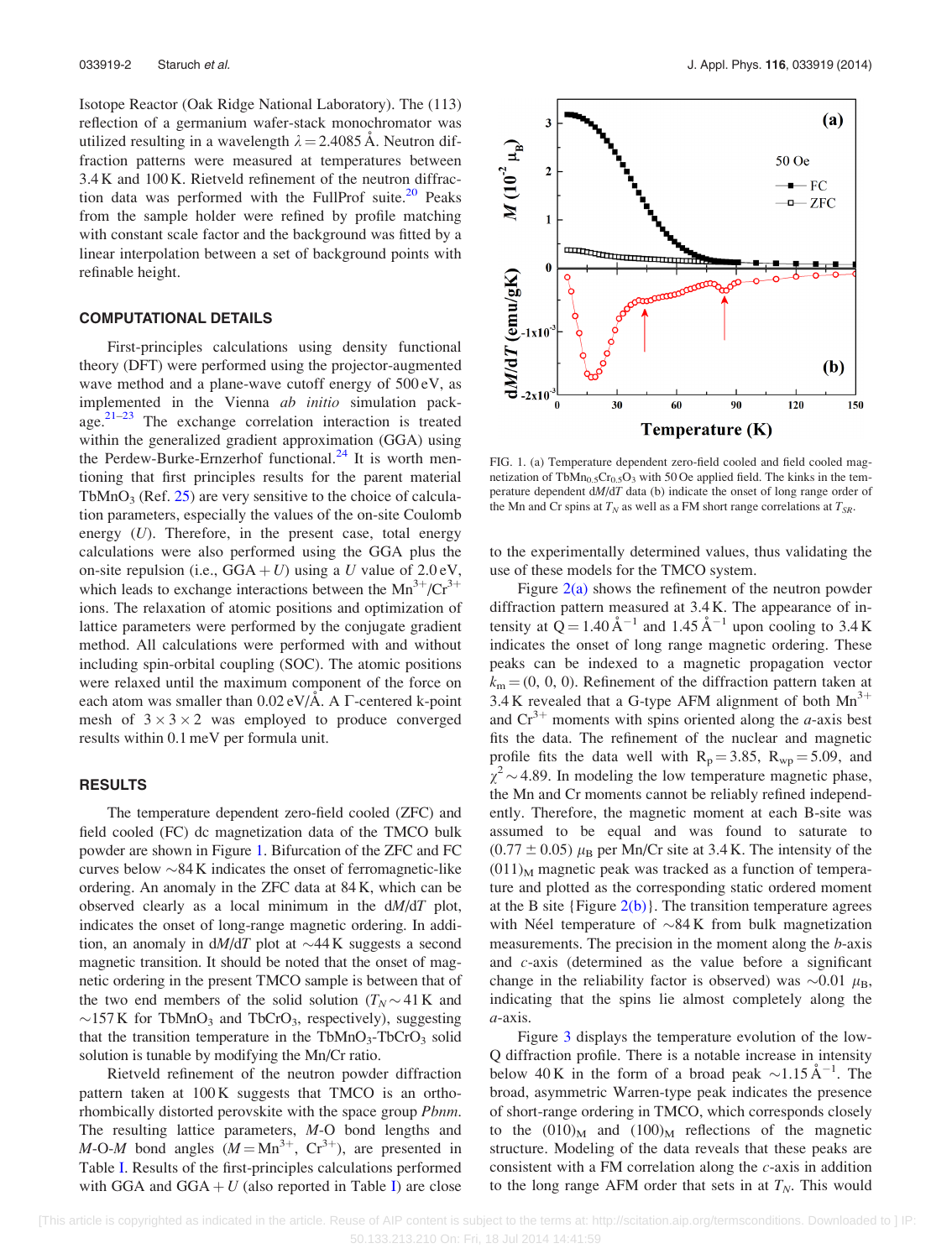Isotope Reactor (Oak Ridge National Laboratory). The (113) reflection of a germanium wafer-stack monochromator was utilized resulting in a wavelength $\lambda = 2.4085$ Å. Neutron diffraction patterns were measured at temperatures between 3.4 K and 100 K. Rietveld refinement of the neutron diffraction data was performed with the FullProf suite.[20] Peaks from the sample holder were refined by profile matching with constant scale factor and the background was fitted by a linear interpolation between a set of background points with refinable height.

## COMPUTATIONAL DETAILS

First-principles calculations using density functional theory (DFT) were performed using the projector-augmented wave method and a plane-wave cutoff energy of 500 eV, as implemented in the Vienna *ab initio* simulation package.[21–23] The exchange correlation interaction is treated within the generalized gradient approximation (GGA) using the Perdew-Burke-Ernzerhof functional.[24] It is worth mentioning that first principles results for the parent material $TbMnO_3$ (Ref. 25) are very sensitive to the choice of calculation parameters, especially the values of the on-site Coulomb energy ($U$). Therefore, in the present case, total energy calculations were also performed using the GGA plus the on-site repulsion (i.e., GGA + $U$) using a $U$ value of 2.0 eV, which leads to exchange interactions between the $Mn^{3+}$/$Cr^{3+}$ ions. The relaxation of atomic positions and optimization of lattice parameters were performed by the conjugate gradient method. All calculations were performed with and without including spin-orbital coupling (SOC). The atomic positions were relaxed until the maximum component of the force on each atom was smaller than 0.02 eV/Å. A Γ-centered k-point mesh of $3 \times 3 \times 2$ was employed to produce converged results within 0.1 meV per formula unit.

## RESULTS

The temperature dependent zero-field cooled (ZFC) and field cooled (FC) dc magnetization data of the TMCO bulk powder are shown in Figure 1. Bifurcation of the ZFC and FC curves below ∼84 K indicates the onset of ferromagnetic-like ordering. An anomaly in the ZFC data at 84 K, which can be observed clearly as a local minimum in the d$M$/d$T$ plot, indicates the onset of long-range magnetic ordering. In addition, an anomaly in d$M$/d$T$ plot at ∼44 K suggests a second magnetic transition. It should be noted that the onset of magnetic ordering in the present TMCO sample is between that of the two end members of the solid solution ($T_N$ ∼ 41 K and ∼157 K for $TbMnO_3$ and $TbCrO_3$, respectively), suggesting that the transition temperature in the $TbMnO_3$-$TbCrO_3$ solid solution is tunable by modifying the Mn/Cr ratio.

Rietveld refinement of the neutron powder diffraction pattern taken at 100 K suggests that TMCO is an orthorhombically distorted perovskite with the space group *Pbnm*. The resulting lattice parameters, $M$-O bond lengths and $M$-O-$M$ bond angles ($M = Mn^{3+}$, $Cr^{3+}$), are presented in Table I. Results of the first-principles calculations performed with GGA and GGA + $U$ (also reported in Table I) are close to the experimentally determined values, thus validating the use of these models for the TMCO system.

FIG. 1. (a) Temperature dependent zero-field cooled and field cooled magnetization of $TbMn_{0.5}Cr_{0.5}O_3$ with 50 Oe applied field. The kinks in the temperature dependent d$M$/d$T$ data (b) indicate the onset of long range order of the Mn and Cr spins at $T_N$ as well as a FM short range correlations at $T_{SR}$.

Figure 2(a) shows the refinement of the neutron powder diffraction pattern measured at 3.4 K. The appearance of intensity at Q = 1.40 Å$^{-1}$ and 1.45 Å$^{-1}$ upon cooling to 3.4 K indicates the onset of long range magnetic ordering. These peaks can be indexed to a magnetic propagation vector $k_m = (0, 0, 0)$. Refinement of the diffraction pattern taken at 3.4 K revealed that a G-type AFM alignment of both $Mn^{3+}$ and $Cr^{3+}$ moments with spins oriented along the $a$-axis best fits the data. The refinement of the nuclear and magnetic profile fits the data well with $R_p = 3.85$, $R_{wp} = 5.09$, and $\chi^2 \sim 4.89$. In modeling the low temperature magnetic phase, the Mn and Cr moments cannot be reliably refined independently. Therefore, the magnetic moment at each B-site was assumed to be equal and was found to saturate to $(0.77 \pm 0.05)$ $\mu_B$ per Mn/Cr site at 3.4 K. The intensity of the $(011)_M$ magnetic peak was tracked as a function of temperature and plotted as the corresponding static ordered moment at the B site {Figure 2(b)}. The transition temperature agrees with Néel temperature of ∼84 K from bulk magnetization measurements. The precision in the moment along the $b$-axis and $c$-axis (determined as the value before a significant change in the reliability factor is observed) was ∼0.01 $\mu_B$, indicating that the spins lie almost completely along the $a$-axis.

Figure 3 displays the temperature evolution of the low-Q diffraction profile. There is a notable increase in intensity below 40 K in the form of a broad peak ∼1.15 Å$^{-1}$. The broad, asymmetric Warren-type peak indicates the presence of short-range ordering in TMCO, which corresponds closely to the $(010)_M$ and $(100)_M$ reflections of the magnetic structure. Modeling of the data reveals that these peaks are consistent with a FM correlation along the $c$-axis in addition to the long range AFM order that sets in at $T_N$. This would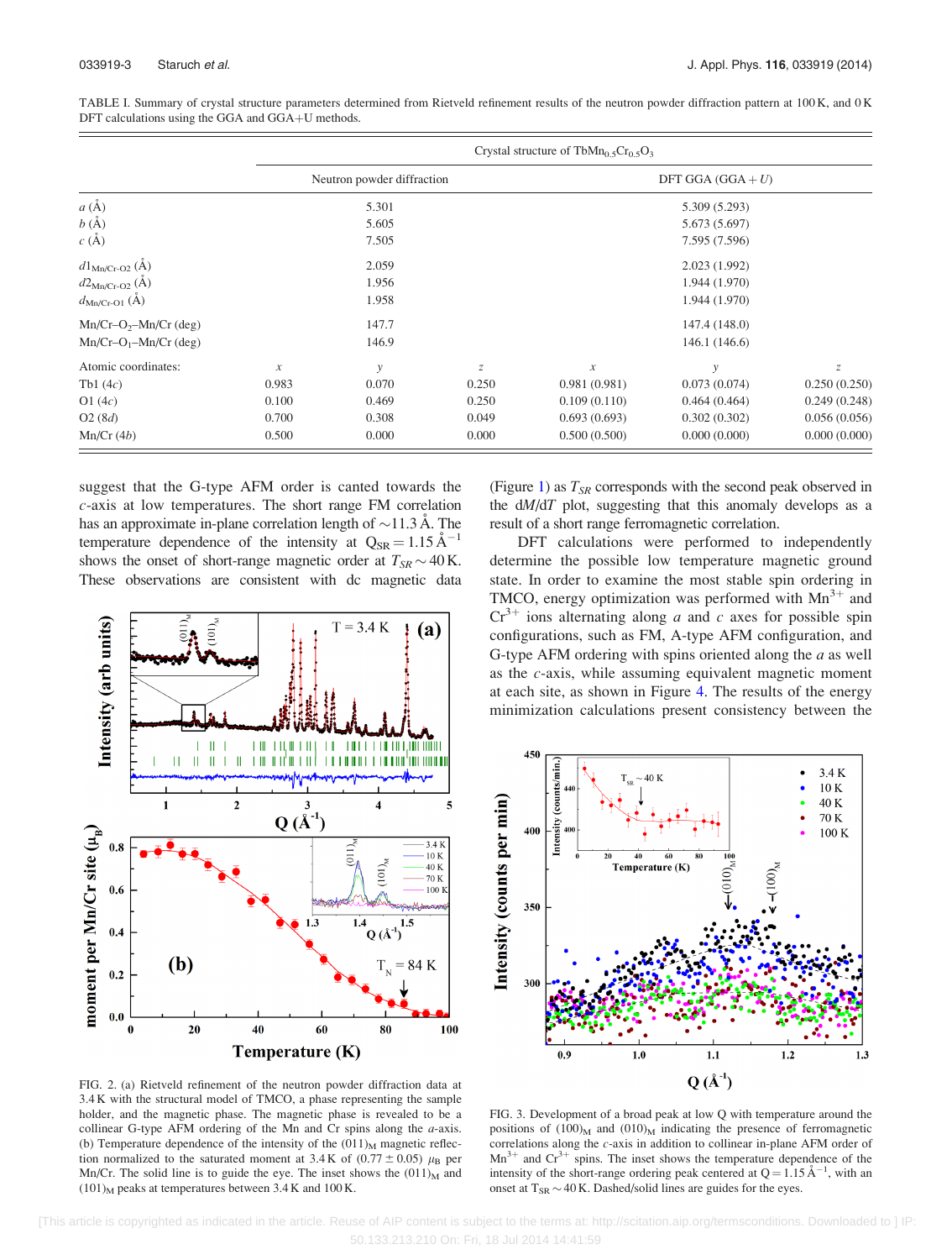TABLE I. Summary of crystal structure parameters determined from Rietveld refinement results of the neutron powder diffraction pattern at 100 K, and 0 K DFT calculations using the GGA and GGA+U methods.

| | Crystal structure of $TbMn_{0.5}Cr_{0.5}O_3$ | | | | | |
|---|---|---|---|---|---|---|
| | Neutron powder diffraction | | | DFT GGA (GGA + $U$) | | |
| $a$ (Å) | 5.301 | | | 5.309 (5.293) | | |
| $b$ (Å) | 5.605 | | | 5.673 (5.697) | | |
| $c$ (Å) | 7.505 | | | 7.595 (7.596) | | |
| $d1_{Mn/Cr\text{-}O2}$ (Å) | 2.059 | | | 2.023 (1.992) | | |
| $d2_{Mn/Cr\text{-}O2}$ (Å) | 1.956 | | | 1.944 (1.970) | | |
| $d_{Mn/Cr\text{-}O1}$ (Å) | 1.958 | | | 1.944 (1.970) | | |
| Mn/Cr–$O_2$–Mn/Cr (deg) | 147.7 | | | 147.4 (148.0) | | |
| Mn/Cr–$O_1$–Mn/Cr (deg) | 146.9 | | | 146.1 (146.6) | | |
| Atomic coordinates: | $x$ | $y$ | $z$ | $x$ | $y$ | $z$ |
| Tb1 (4$c$) | 0.983 | 0.070 | 0.250 | 0.981 (0.981) | 0.073 (0.074) | 0.250 (0.250) |
| O1 (4$c$) | 0.100 | 0.469 | 0.250 | 0.109 (0.110) | 0.464 (0.464) | 0.249 (0.248) |
| O2 (8$d$) | 0.700 | 0.308 | 0.049 | 0.693 (0.693) | 0.302 (0.302) | 0.056 (0.056) |
| Mn/Cr (4$b$) | 0.500 | 0.000 | 0.000 | 0.500 (0.500) | 0.000 (0.000) | 0.000 (0.000) |

suggest that the G-type AFM order is canted towards the $c$-axis at low temperatures. The short range FM correlation has an approximate in-plane correlation length of ~11.3 Å. The temperature dependence of the intensity at $Q_{SR} = 1.15$ Å$^{-1}$ shows the onset of short-range magnetic order at $T_{SR} \sim 40$ K. These observations are consistent with dc magnetic data (Figure 1) as $T_{SR}$ corresponds with the second peak observed in the d$M$/d$T$ plot, suggesting that this anomaly develops as a result of a short range ferromagnetic correlation.

FIG. 2. (a) Rietveld refinement of the neutron powder diffraction data at 3.4 K with the structural model of TMCO, a phase representing the sample holder, and the magnetic phase. The magnetic phase is revealed to be a collinear G-type AFM ordering of the Mn and Cr spins along the $a$-axis. (b) Temperature dependence of the intensity of the $(011)_M$ magnetic reflection normalized to the saturated moment at 3.4 K of (0.77 ± 0.05) $\mu_B$ per Mn/Cr. The solid line is to guide the eye. The inset shows the $(011)_M$ and $(101)_M$ peaks at temperatures between 3.4 K and 100 K.

DFT calculations were performed to independently determine the possible low temperature magnetic ground state. In order to examine the most stable spin ordering in TMCO, energy optimization was performed with $Mn^{3+}$ and $Cr^{3+}$ ions alternating along $a$ and $c$ axes for possible spin configurations, such as FM, A-type AFM configuration, and G-type AFM ordering with spins oriented along the $a$ as well as the $c$-axis, while assuming equivalent magnetic moment at each site, as shown in Figure 4. The results of the energy minimization calculations present consistency between the

FIG. 3. Development of a broad peak at low Q with temperature around the positions of $(100)_M$ and $(010)_M$ indicating the presence of ferromagnetic correlations along the $c$-axis in addition to collinear in-plane AFM order of $Mn^{3+}$ and $Cr^{3+}$ spins. The inset shows the temperature dependence of the intensity of the short-range ordering peak centered at $Q = 1.15$ Å$^{-1}$, with an onset at $T_{SR} \sim 40$ K. Dashed/solid lines are guides for the eyes.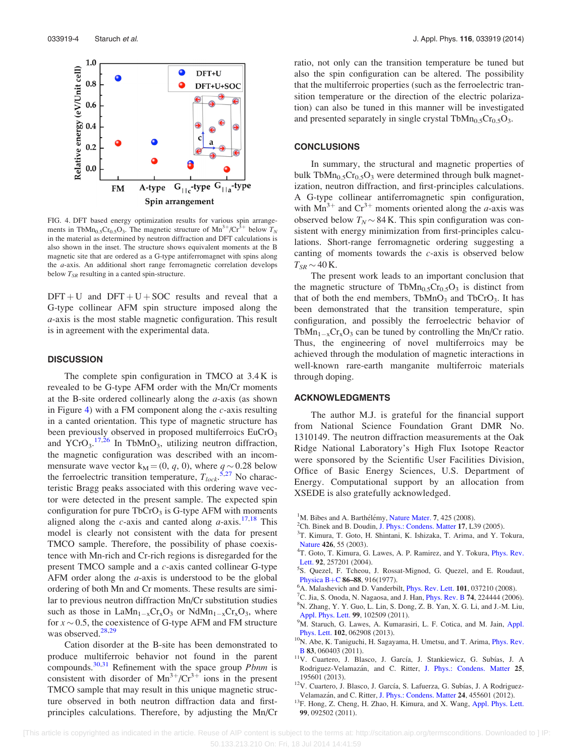FIG. 4. DFT based energy optimization results for various spin arrangements in $TbMn_{0.5}Cr_{0.5}O_3$. The magnetic structure of $Mn^{3+}/Cr^{3+}$ below $T_N$ in the material as determined by neutron diffraction and DFT calculations is also shown in the inset. The structure shows equivalent moments at the B magnetic site that are ordered as a G-type antiferromagnet with spins along the *a*-axis. An additional short range ferromagnetic correlation develops below $T_{SR}$ resulting in a canted spin-structure.

DFT + U and DFT + U + SOC results and reveal that a G-type collinear AFM spin structure imposed along the *a*-axis is the most stable magnetic configuration. This result is in agreement with the experimental data.

## DISCUSSION

The complete spin configuration in TMCO at 3.4 K is revealed to be G-type AFM order with the Mn/Cr moments at the B-site ordered collinearly along the *a*-axis (as shown in Figure 4) with a FM component along the *c*-axis resulting in a canted orientation. This type of magnetic structure has been previously observed in proposed multiferroics $EuCrO_3$ and $YCrO_3$.[17,26] In $TbMnO_3$, utilizing neutron diffraction, the magnetic configuration was described with an incommensurate wave vector $k_M = (0, q, 0)$, where $q \sim 0.28$ below the ferroelectric transition temperature, $T_{lock}$.[5,27] No characteristic Bragg peaks associated with this ordering wave vector were detected in the present sample. The expected spin configuration for pure $TbCrO_3$ is G-type AFM with moments aligned along the *c*-axis and canted along *a*-axis.[17,18] This model is clearly not consistent with the data for present TMCO sample. Therefore, the possibility of phase coexistence with Mn-rich and Cr-rich regions is disregarded for the present TMCO sample and a *c*-axis canted collinear G-type AFM order along the *a*-axis is understood to be the global ordering of both Mn and Cr moments. These results are similar to previous neutron diffraction Mn/Cr substitution studies such as those in $LaMn_{1-x}Cr_xO_3$ or $NdMn_{1-x}Cr_xO_3$, where for $x \sim 0.5$, the coexistence of G-type AFM and FM structure was observed.[28,29]

Cation disorder at the B-site has been demonstrated to produce multiferroic behavior not found in the parent compounds.[30,31] Refinement with the space group *Pbnm* is consistent with disorder of $Mn^{3+}/Cr^{3+}$ ions in the present TMCO sample that may result in this unique magnetic structure observed in both neutron diffraction data and first-principles calculations. Therefore, by adjusting the Mn/Cr ratio, not only can the transition temperature be tuned but also the spin configuration can be altered. The possibility that the multiferroic properties (such as the ferroelectric transition temperature or the direction of the electric polarization) can also be tuned in this manner will be investigated and presented separately in single crystal $TbMn_{0.5}Cr_{0.5}O_3$.

## CONCLUSIONS

In summary, the structural and magnetic properties of bulk $TbMn_{0.5}Cr_{0.5}O_3$ were determined through bulk magnetization, neutron diffraction, and first-principles calculations. A G-type collinear antiferromagnetic spin configuration, with $Mn^{3+}$ and $Cr^{3+}$ moments oriented along the *a*-axis was observed below $T_N \sim 84$ K. This spin configuration was consistent with energy minimization from first-principles calculations. Short-range ferromagnetic ordering suggesting a canting of moments towards the *c*-axis is observed below $T_{SR} \sim 40$ K.

The present work leads to an important conclusion that the magnetic structure of $TbMn_{0.5}Cr_{0.5}O_3$ is distinct from that of both the end members, $TbMnO_3$ and $TbCrO_3$. It has been demonstrated that the transition temperature, spin configuration, and possibly the ferroelectric behavior of $TbMn_{1-x}Cr_xO_3$ can be tuned by controlling the Mn/Cr ratio. Thus, the engineering of novel multiferroics may be achieved through the modulation of magnetic interactions in well-known rare-earth manganite multiferroic materials through doping.

## ACKNOWLEDGMENTS

The author M.J. is grateful for the financial support from National Science Foundation Grant DMR No. 1310149. The neutron diffraction measurements at the Oak Ridge National Laboratory's High Flux Isotope Reactor were sponsored by the Scientific User Facilities Division, Office of Basic Energy Sciences, U.S. Department of Energy. Computational support by an allocation from XSEDE is also gratefully acknowledged.

[1] M. Bibes and A. Barthélémy, Nature Mater. **7**, 425 (2008).
[2] Ch. Binek and B. Doudin, J. Phys.: Condens. Matter **17**, L39 (2005).
[3] T. Kimura, T. Goto, H. Shintani, K. Ishizaka, T. Arima, and Y. Tokura, Nature **426**, 55 (2003).
[4] T. Goto, T. Kimura, G. Lawes, A. P. Ramirez, and Y. Tokura, Phys. Rev. Lett. **92**, 257201 (2004).
[5] S. Quezel, F. Tcheou, J. Rossat-Mignod, G. Quezel, and E. Roudaut, Physica B+C **86–88**, 916(1977).
[6] A. Malashevich and D. Vanderbilt, Phys. Rev. Lett. **101**, 037210 (2008).
[7] C. Jia, S. Onoda, N. Nagaosa, and J. Han, Phys. Rev. B **74**, 224444 (2006).
[8] N. Zhang, Y. Y. Guo, L. Lin, S. Dong, Z. B. Yan, X. G. Li, and J.-M. Liu, Appl. Phys. Lett. **99**, 102509 (2011).
[9] M. Staruch, L. Gannon, A. Kumarasiri, L. F. Cotica, and M. Jain, Appl. Phys. Lett. **102**, 062908 (2013).
[10] N. Abe, K. Taniguchi, H. Sagayama, H. Umetsu, and T. Arima, Phys. Rev. B **83**, 060403 (2011).
[11] V. Cuartero, J. Blasco, J. García, J. Stankiewicz, G. Subías, J. A Rodriguez-Velamazán, and C. Ritter, J. Phys.: Condens. Matter **25**, 195601 (2013).
[12] V. Cuartero, J. Blasco, J. García, S. Lafuerza, G. Subías, J. A Rodriguez-Velamazán, and C. Ritter, J. Phys.: Condens. Matter **24**, 455601 (2012).
[13] F. Hong, Z. Cheng, H. Zhao, H. Kimura, and X. Wang, Appl. Phys. Lett. **99**, 092502 (2011).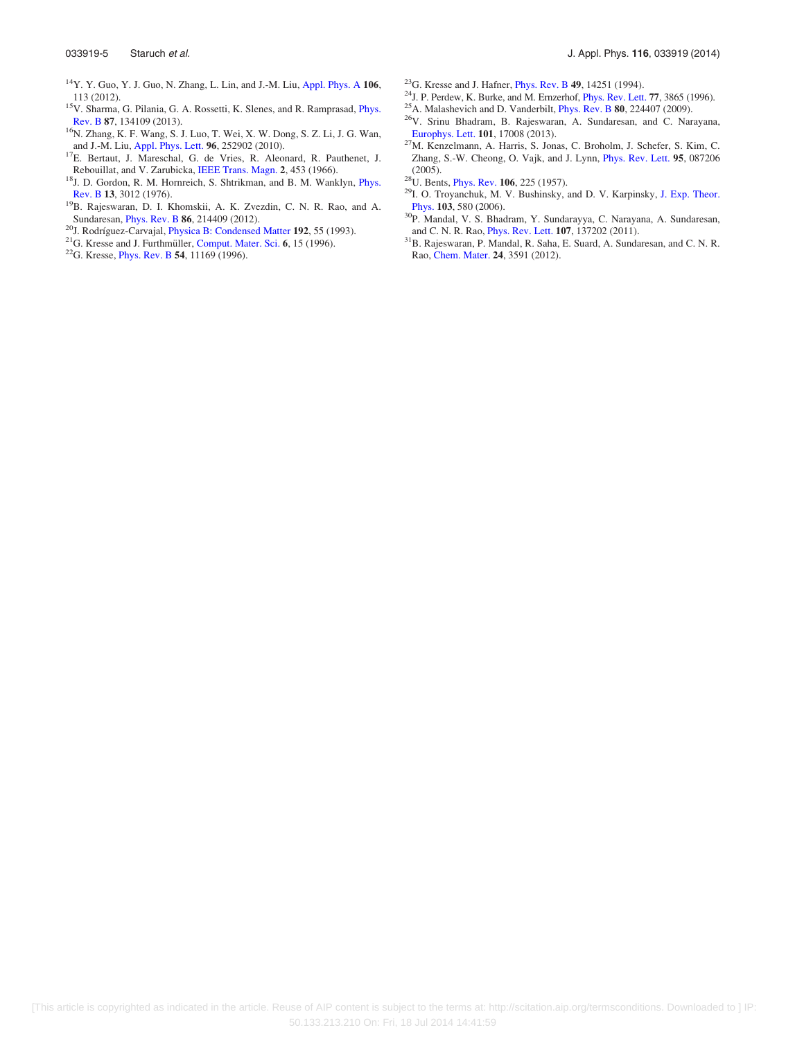[14] Y. Y. Guo, Y. J. Guo, N. Zhang, L. Lin, and J.-M. Liu, Appl. Phys. A **106**, 113 (2012).

[15] V. Sharma, G. Pilania, G. A. Rossetti, K. Slenes, and R. Ramprasad, Phys. Rev. B **87**, 134109 (2013).

[16] N. Zhang, K. F. Wang, S. J. Luo, T. Wei, X. W. Dong, S. Z. Li, J. G. Wan, and J.-M. Liu, Appl. Phys. Lett. **96**, 252902 (2010).

[17] E. Bertaut, J. Mareschal, G. de Vries, R. Aleonard, R. Pauthenet, J. Rebouillat, and V. Zarubicka, IEEE Trans. Magn. **2**, 453 (1966).

[18] J. D. Gordon, R. M. Hornreich, S. Shtrikman, and B. M. Wanklyn, Phys. Rev. B **13**, 3012 (1976).

[19] B. Rajeswaran, D. I. Khomskii, A. K. Zvezdin, C. N. R. Rao, and A. Sundaresan, Phys. Rev. B **86**, 214409 (2012).

[20] J. Rodríguez-Carvajal, Physica B: Condensed Matter **192**, 55 (1993).

[21] G. Kresse and J. Furthmüller, Comput. Mater. Sci. **6**, 15 (1996).

[22] G. Kresse, Phys. Rev. B **54**, 11169 (1996).

[23] G. Kresse and J. Hafner, Phys. Rev. B **49**, 14251 (1994).

[24] J. P. Perdew, K. Burke, and M. Ernzerhof, Phys. Rev. Lett. **77**, 3865 (1996).

[25] A. Malashevich and D. Vanderbilt, Phys. Rev. B **80**, 224407 (2009).

[26] V. Srinu Bhadram, B. Rajeswaran, A. Sundaresan, and C. Narayana, Europhys. Lett. **101**, 17008 (2013).

[27] M. Kenzelmann, A. Harris, S. Jonas, C. Broholm, J. Schefer, S. Kim, C. Zhang, S.-W. Cheong, O. Vajk, and J. Lynn, Phys. Rev. Lett. **95**, 087206 (2005).

[28] U. Bents, Phys. Rev. **106**, 225 (1957).

[29] I. O. Troyanchuk, M. V. Bushinsky, and D. V. Karpinsky, J. Exp. Theor. Phys. **103**, 580 (2006).

[30] P. Mandal, V. S. Bhadram, Y. Sundarayya, C. Narayana, A. Sundaresan, and C. N. R. Rao, Phys. Rev. Lett. **107**, 137202 (2011).

[31] B. Rajeswaran, P. Mandal, R. Saha, E. Suard, A. Sundaresan, and C. N. R. Rao, Chem. Mater. **24**, 3591 (2012).